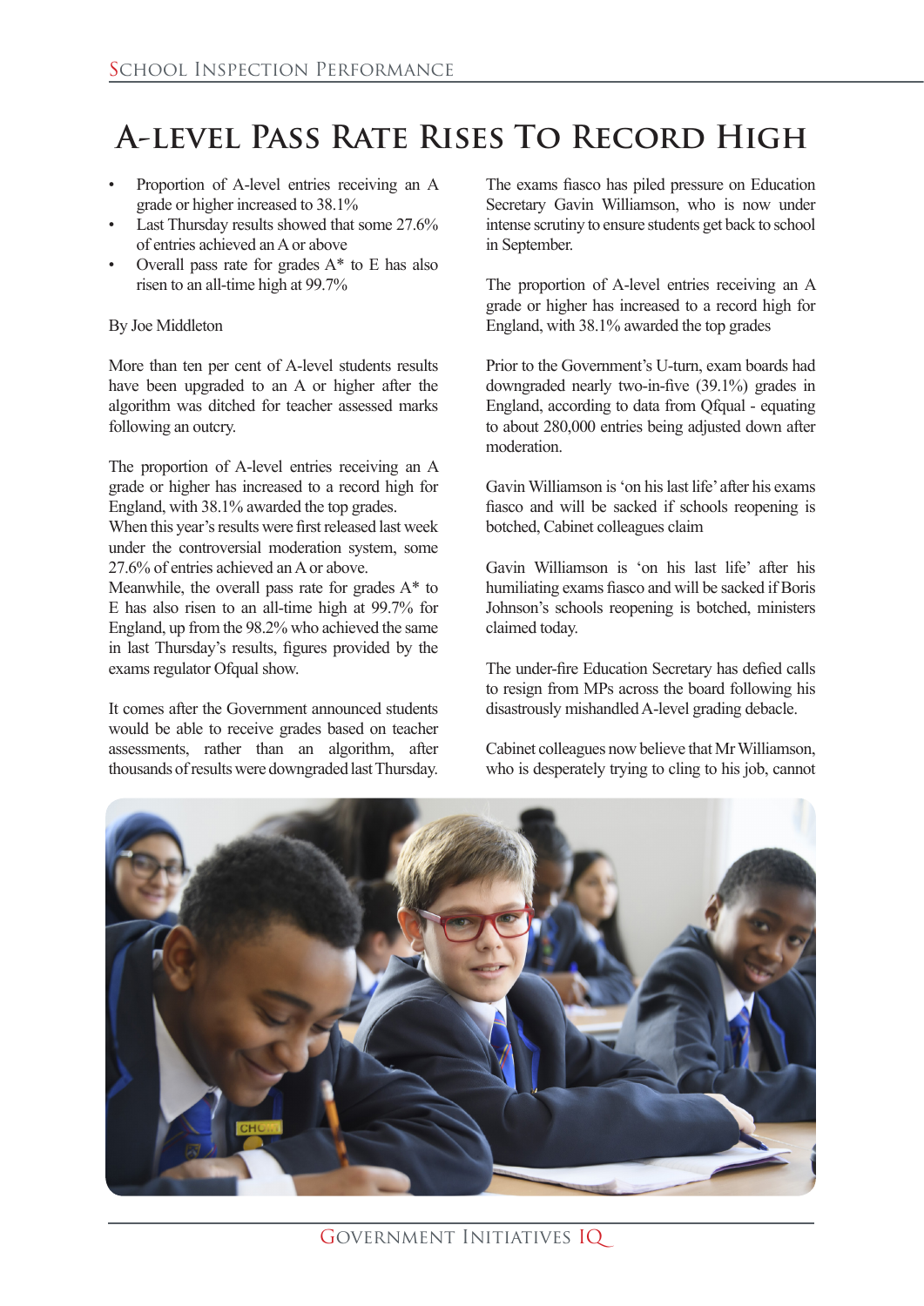# A-level Pass Rate Rises To Record High

- Proportion of A-level entries receiving an A grade or higher increased to 38.1%
- Last Thursday results showed that some 27.6% of entries achieved an A or above
- Overall pass rate for grades A* to E has also risen to an all-time high at 99.7%

By Joe Middleton

More than ten per cent of A-level students results have been upgraded to an A or higher after the algorithm was ditched for teacher assessed marks following an outcry.

The proportion of A-level entries receiving an A grade or higher has increased to a record high for England, with 38.1% awarded the top grades.
When this year's results were first released last week under the controversial moderation system, some 27.6% of entries achieved an A or above.
Meanwhile, the overall pass rate for grades A* to E has also risen to an all-time high at 99.7% for England, up from the 98.2% who achieved the same in last Thursday's results, figures provided by the exams regulator Ofqual show.

It comes after the Government announced students would be able to receive grades based on teacher assessments, rather than an algorithm, after thousands of results were downgraded last Thursday.

The exams fiasco has piled pressure on Education Secretary Gavin Williamson, who is now under intense scrutiny to ensure students get back to school in September.

The proportion of A-level entries receiving an A grade or higher has increased to a record high for England, with 38.1% awarded the top grades

Prior to the Government's U-turn, exam boards had downgraded nearly two-in-five (39.1%) grades in England, according to data from Qfqual - equating to about 280,000 entries being adjusted down after moderation.

Gavin Williamson is 'on his last life' after his exams fiasco and will be sacked if schools reopening is botched, Cabinet colleagues claim

Gavin Williamson is 'on his last life' after his humiliating exams fiasco and will be sacked if Boris Johnson's schools reopening is botched, ministers claimed today.

The under-fire Education Secretary has defied calls to resign from MPs across the board following his disastrously mishandled A-level grading debacle.

Cabinet colleagues now believe that Mr Williamson, who is desperately trying to cling to his job, cannot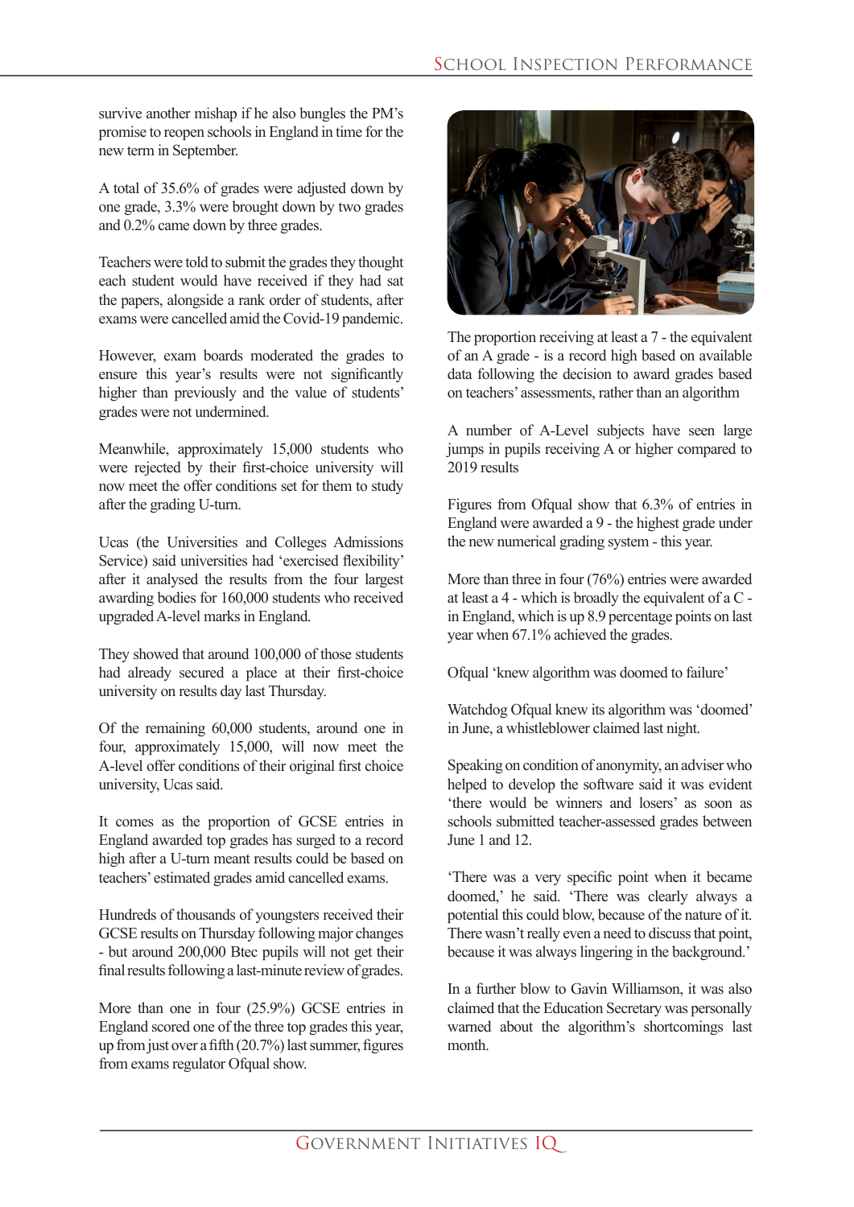survive another mishap if he also bungles the PM's promise to reopen schools in England in time for the new term in September.

A total of 35.6% of grades were adjusted down by one grade, 3.3% were brought down by two grades and 0.2% came down by three grades.

Teachers were told to submit the grades they thought each student would have received if they had sat the papers, alongside a rank order of students, after exams were cancelled amid the Covid-19 pandemic.

However, exam boards moderated the grades to ensure this year's results were not significantly higher than previously and the value of students' grades were not undermined.

Meanwhile, approximately 15,000 students who were rejected by their first-choice university will now meet the offer conditions set for them to study after the grading U-turn.

Ucas (the Universities and Colleges Admissions Service) said universities had 'exercised flexibility' after it analysed the results from the four largest awarding bodies for 160,000 students who received upgraded A-level marks in England.

They showed that around 100,000 of those students had already secured a place at their first-choice university on results day last Thursday.

Of the remaining 60,000 students, around one in four, approximately 15,000, will now meet the A-level offer conditions of their original first choice university, Ucas said.

It comes as the proportion of GCSE entries in England awarded top grades has surged to a record high after a U-turn meant results could be based on teachers' estimated grades amid cancelled exams.

Hundreds of thousands of youngsters received their GCSE results on Thursday following major changes - but around 200,000 Btec pupils will not get their final results following a last-minute review of grades.

More than one in four (25.9%) GCSE entries in England scored one of the three top grades this year, up from just over a fifth (20.7%) last summer, figures from exams regulator Ofqual show.

The proportion receiving at least a 7 - the equivalent of an A grade - is a record high based on available data following the decision to award grades based on teachers' assessments, rather than an algorithm

A number of A-Level subjects have seen large jumps in pupils receiving A or higher compared to 2019 results

Figures from Ofqual show that 6.3% of entries in England were awarded a 9 - the highest grade under the new numerical grading system - this year.

More than three in four (76%) entries were awarded at least a 4 - which is broadly the equivalent of a C - in England, which is up 8.9 percentage points on last year when 67.1% achieved the grades.

Ofqual 'knew algorithm was doomed to failure'

Watchdog Ofqual knew its algorithm was 'doomed' in June, a whistleblower claimed last night.

Speaking on condition of anonymity, an adviser who helped to develop the software said it was evident 'there would be winners and losers' as soon as schools submitted teacher-assessed grades between June 1 and 12.

'There was a very specific point when it became doomed,' he said. 'There was clearly always a potential this could blow, because of the nature of it. There wasn't really even a need to discuss that point, because it was always lingering in the background.'

In a further blow to Gavin Williamson, it was also claimed that the Education Secretary was personally warned about the algorithm's shortcomings last month.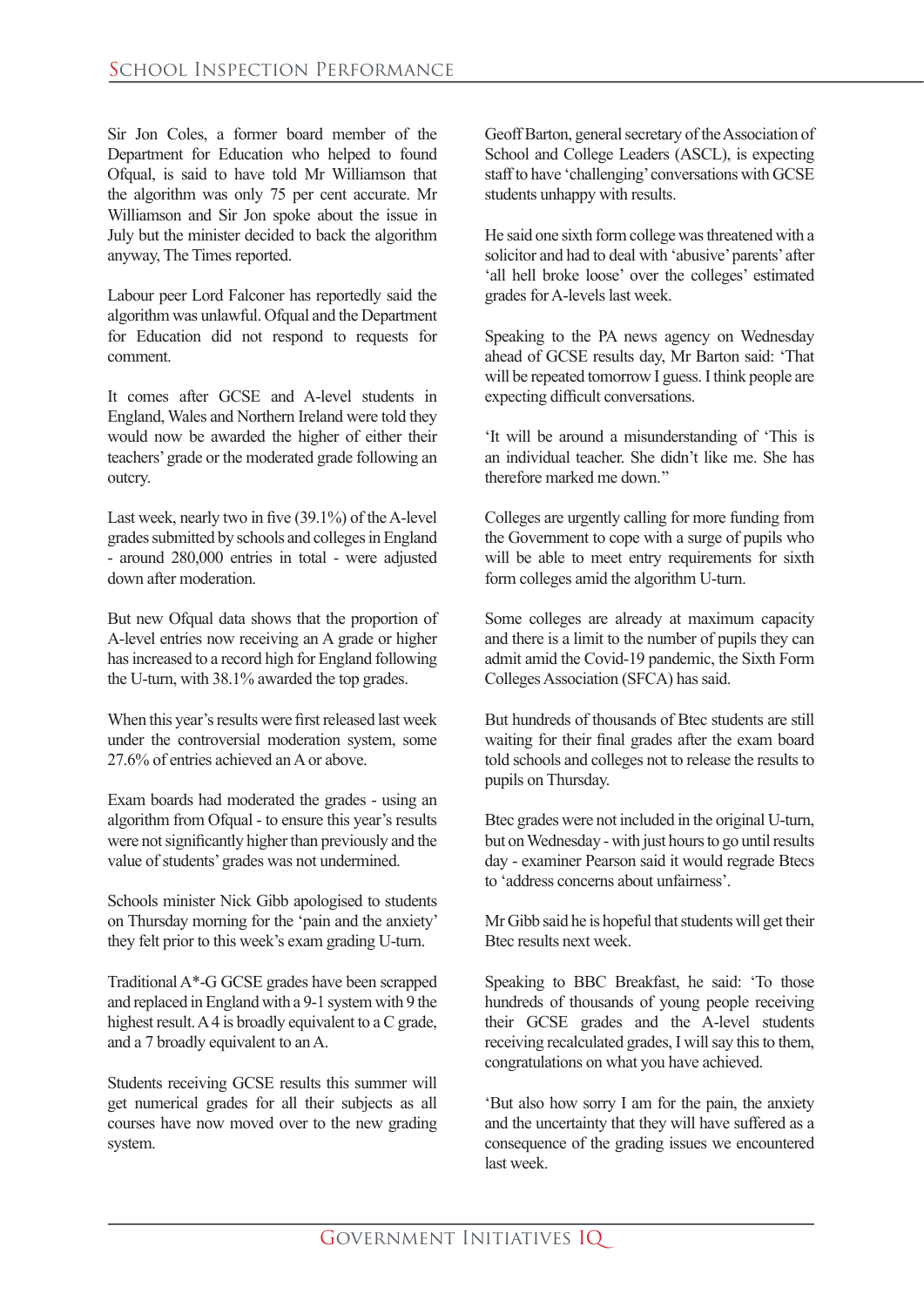Sir Jon Coles, a former board member of the Department for Education who helped to found Ofqual, is said to have told Mr Williamson that the algorithm was only 75 per cent accurate. Mr Williamson and Sir Jon spoke about the issue in July but the minister decided to back the algorithm anyway, The Times reported.

Labour peer Lord Falconer has reportedly said the algorithm was unlawful. Ofqual and the Department for Education did not respond to requests for comment.

It comes after GCSE and A-level students in England, Wales and Northern Ireland were told they would now be awarded the higher of either their teachers' grade or the moderated grade following an outcry.

Last week, nearly two in five (39.1%) of the A-level grades submitted by schools and colleges in England - around 280,000 entries in total - were adjusted down after moderation.

But new Ofqual data shows that the proportion of A-level entries now receiving an A grade or higher has increased to a record high for England following the U-turn, with 38.1% awarded the top grades.

When this year's results were first released last week under the controversial moderation system, some 27.6% of entries achieved an A or above.

Exam boards had moderated the grades - using an algorithm from Ofqual - to ensure this year's results were not significantly higher than previously and the value of students' grades was not undermined.

Schools minister Nick Gibb apologised to students on Thursday morning for the 'pain and the anxiety' they felt prior to this week's exam grading U-turn.

Traditional A*-G GCSE grades have been scrapped and replaced in England with a 9-1 system with 9 the highest result. A 4 is broadly equivalent to a C grade, and a 7 broadly equivalent to an A.

Students receiving GCSE results this summer will get numerical grades for all their subjects as all courses have now moved over to the new grading system.

Geoff Barton, general secretary of the Association of School and College Leaders (ASCL), is expecting staff to have 'challenging' conversations with GCSE students unhappy with results.

He said one sixth form college was threatened with a solicitor and had to deal with 'abusive' parents' after 'all hell broke loose' over the colleges' estimated grades for A-levels last week.

Speaking to the PA news agency on Wednesday ahead of GCSE results day, Mr Barton said: 'That will be repeated tomorrow I guess. I think people are expecting difficult conversations.

'It will be around a misunderstanding of 'This is an individual teacher. She didn't like me. She has therefore marked me down."

Colleges are urgently calling for more funding from the Government to cope with a surge of pupils who will be able to meet entry requirements for sixth form colleges amid the algorithm U-turn.

Some colleges are already at maximum capacity and there is a limit to the number of pupils they can admit amid the Covid-19 pandemic, the Sixth Form Colleges Association (SFCA) has said.

But hundreds of thousands of Btec students are still waiting for their final grades after the exam board told schools and colleges not to release the results to pupils on Thursday.

Btec grades were not included in the original U-turn, but on Wednesday - with just hours to go until results day - examiner Pearson said it would regrade Btecs to 'address concerns about unfairness'.

Mr Gibb said he is hopeful that students will get their Btec results next week.

Speaking to BBC Breakfast, he said: 'To those hundreds of thousands of young people receiving their GCSE grades and the A-level students receiving recalculated grades, I will say this to them, congratulations on what you have achieved.

'But also how sorry I am for the pain, the anxiety and the uncertainty that they will have suffered as a consequence of the grading issues we encountered last week.